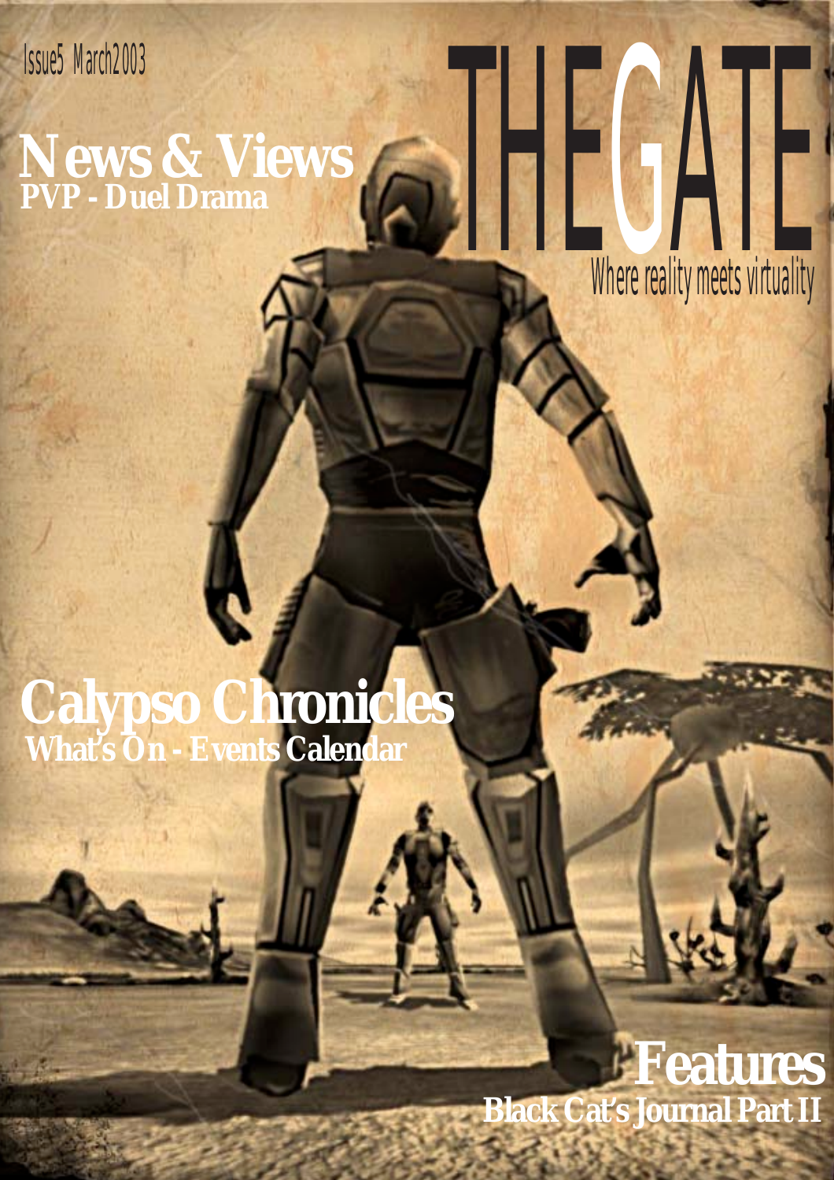Issue5 March2003

# THE GATE

Where reality meets virtuality

## News & Views
**PVP - Duel Drama**

## Calypso Chronicles
**What's On - Events Calendar**

## Features
**Black Cat's Journal Part II**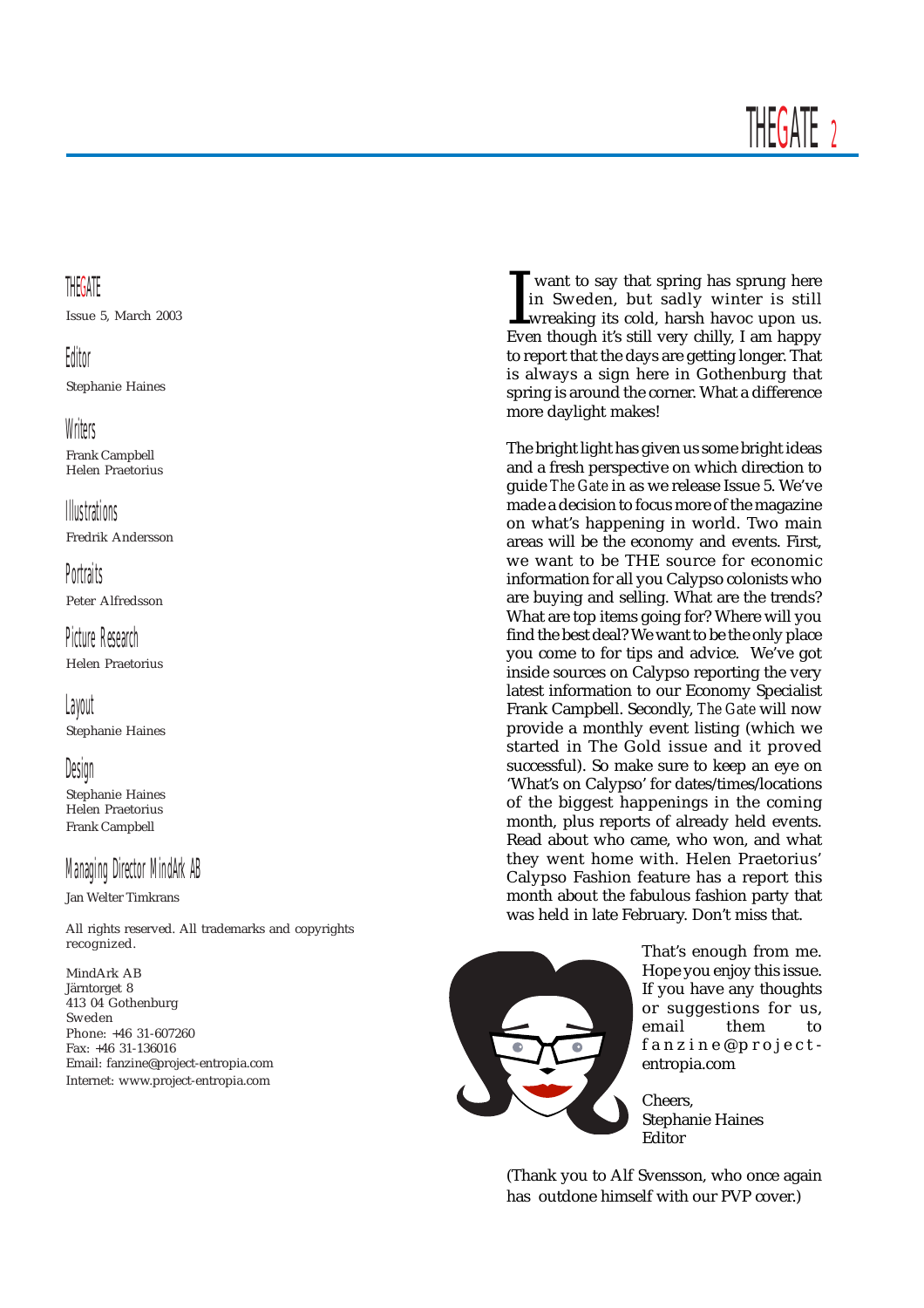## THEGATE

Issue 5, March 2003

### Editor

Stephanie Haines

### Writers

Frank Campbell
Helen Praetorius

### Illustrations

Fredrik Andersson

### Portraits

Peter Alfredsson

### Picture Research

Helen Praetorius

### Layout

Stephanie Haines

### Design

Stephanie Haines
Helen Praetorius
Frank Campbell

### Managing Director MindArk AB

Jan Welter Timkrans

All rights reserved. All trademarks and copyrights recognized.

MindArk AB
Järntorget 8
413 04 Gothenburg
Sweden
Phone: +46 31-607260
Fax: +46 31-136016
Email: fanzine@project-entropia.com
Internet: www.project-entropia.com

I want to say that spring has sprung here in Sweden, but sadly winter is still wreaking its cold, harsh havoc upon us. Even though it's still very chilly, I am happy to report that the days are getting longer. That is always a sign here in Gothenburg that spring is around the corner. What a difference more daylight makes!

The bright light has given us some bright ideas and a fresh perspective on which direction to guide *The Gate* in as we release Issue 5. We've made a decision to focus more of the magazine on what's happening in world. Two main areas will be the economy and events. First, we want to be THE source for economic information for all you Calypso colonists who are buying and selling. What are the trends? What are top items going for? Where will you find the best deal? We want to be the only place you come to for tips and advice. We've got inside sources on Calypso reporting the very latest information to our Economy Specialist Frank Campbell. Secondly, *The Gate* will now provide a monthly event listing (which we started in The Gold issue and it proved successful). So make sure to keep an eye on 'What's on Calypso' for dates/times/locations of the biggest happenings in the coming month, plus reports of already held events. Read about who came, who won, and what they went home with. Helen Praetorius' Calypso Fashion feature has a report this month about the fabulous fashion party that was held in late February. Don't miss that.

That's enough from me. Hope you enjoy this issue. If you have any thoughts or suggestions for us, email them to fanzine@project-entropia.com

Cheers,
Stephanie Haines
Editor

(Thank you to Alf Svensson, who once again has outdone himself with our PVP cover.)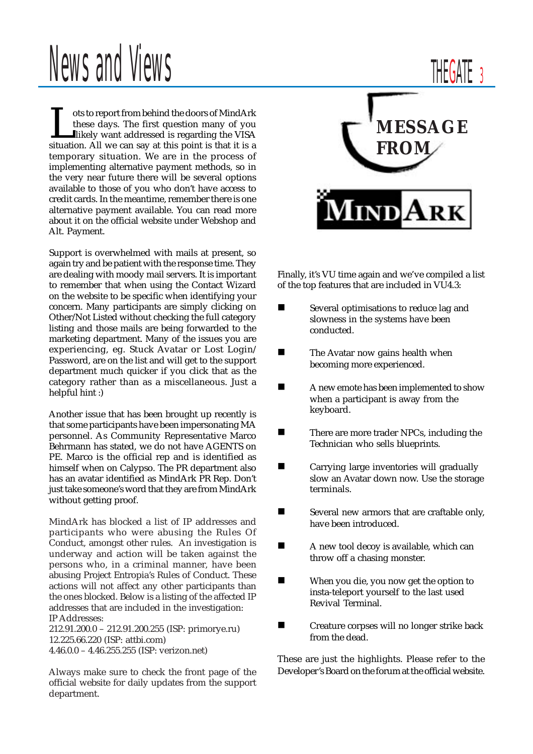# News and Views

## MESSAGE FROM MINDARK

Lots to report from behind the doors of MindArk these days. The first question many of you likely want addressed is regarding the VISA situation. All we can say at this point is that it is a temporary situation. We are in the process of implementing alternative payment methods, so in the very near future there will be several options available to those of you who don't have access to credit cards. In the meantime, remember there is one alternative payment available. You can read more about it on the official website under Webshop and Alt. Payment.

Support is overwhelmed with mails at present, so again try and be patient with the response time. They are dealing with moody mail servers. It is important to remember that when using the Contact Wizard on the website to be specific when identifying your concern. Many participants are simply clicking on Other/Not Listed without checking the full category listing and those mails are being forwarded to the marketing department. Many of the issues you are experiencing, eg. Stuck Avatar or Lost Login/ Password, are on the list and will get to the support department much quicker if you click that as the category rather than as a miscellaneous. Just a helpful hint :)

Another issue that has been brought up recently is that some participants have been impersonating MA personnel. As Community Representative Marco Behrmann has stated, we do not have AGENTS on PE. Marco is the official rep and is identified as himself when on Calypso. The PR department also has an avatar identified as MindArk PR Rep. Don't just take someone's word that they are from MindArk without getting proof.

MindArk has blocked a list of IP addresses and participants who were abusing the Rules Of Conduct, amongst other rules. An investigation is underway and action will be taken against the persons who, in a criminal manner, have been abusing Project Entropia's Rules of Conduct. These actions will not affect any other participants than the ones blocked. Below is a listing of the affected IP addresses that are included in the investigation:

IP Addresses:
212.91.200.0 – 212.91.200.255 (ISP: primorye.ru)
12.225.66.220 (ISP: attbi.com)
4.46.0.0 – 4.46.255.255 (ISP: verizon.net)

Always make sure to check the front page of the official website for daily updates from the support department.

Finally, it's VU time again and we've compiled a list of the top features that are included in VU4.3:

- Several optimisations to reduce lag and slowness in the systems have been conducted.
- The Avatar now gains health when becoming more experienced.
- A new emote has been implemented to show when a participant is away from the keyboard.
- There are more trader NPCs, including the Technician who sells blueprints.
- Carrying large inventories will gradually slow an Avatar down now. Use the storage terminals.
- Several new armors that are craftable only, have been introduced.
- A new tool decoy is available, which can throw off a chasing monster.
- When you die, you now get the option to insta-teleport yourself to the last used Revival Terminal.
- Creature corpses will no longer strike back from the dead.

These are just the highlights. Please refer to the Developer's Board on the forum at the official website.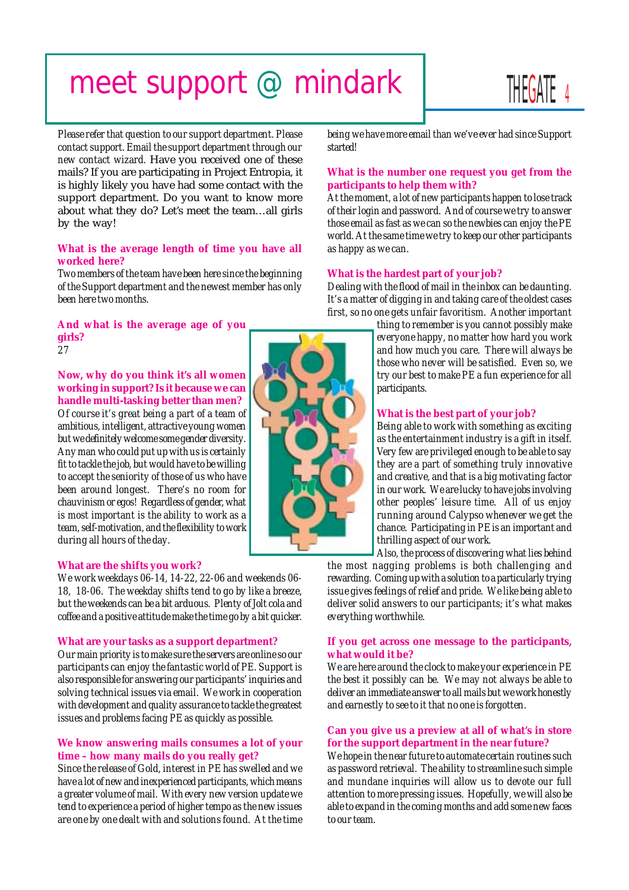# meet support @ mindark

*Please refer that question to our support department. Please contact support. Email the support department through our new contact wizard.* Have you received one of these mails? If you are participating in Project Entropia, it is highly likely you have had some contact with the support department. Do you want to know more about what they do? Let's meet the team…all girls by the way!

**What is the average length of time you have all worked here?**

Two members of the team have been here since the beginning of the Support department and the newest member has only been here two months.

**And what is the average age of you girls?**

27

**Now, why do you think it's all women working in support? Is it because we can handle multi-tasking better than men?**

Of course it's great being a part of a team of ambitious, intelligent, attractive young women but we definitely welcome some gender diversity. Any man who could put up with us is certainly fit to tackle the job, but would have to be willing to accept the seniority of those of us who have been around longest. There's no room for chauvinism or egos! Regardless of gender, what is most important is the ability to work as a team, self-motivation, and the flexibility to work during all hours of the day.

**What are the shifts you work?**

We work weekdays 06-14, 14-22, 22-06 and weekends 06-18, 18-06. The weekday shifts tend to go by like a breeze, but the weekends can be a bit arduous. Plenty of Jolt cola and coffee and a positive attitude make the time go by a bit quicker.

**What are your tasks as a support department?**

Our main priority is to make sure the servers are online so our participants can enjoy the fantastic world of PE. Support is also responsible for answering our participants' inquiries and solving technical issues via email. We work in cooperation with development and quality assurance to tackle the greatest issues and problems facing PE as quickly as possible.

**We know answering mails consumes a lot of your time – how many mails do you really get?**

Since the release of Gold, interest in PE has swelled and we have a lot of new and inexperienced participants, which means a greater volume of mail. With every new version update we tend to experience a period of higher tempo as the new issues are one by one dealt with and solutions found. At the time being we have more email than we've ever had since Support started!

**What is the number one request you get from the participants to help them with?**

At the moment, a lot of new participants happen to lose track of their login and password. And of course we try to answer those email as fast as we can so the newbies can enjoy the PE world. At the same time we try to keep our other participants as happy as we can.

**What is the hardest part of your job?**

Dealing with the flood of mail in the inbox can be daunting. It's a matter of digging in and taking care of the oldest cases first, so no one gets unfair favoritism. Another important thing to remember is you cannot possibly make everyone happy, no matter how hard you work and how much you care. There will always be those who never will be satisfied. Even so, we try our best to make PE a fun experience for all participants.

**What is the best part of your job?**

Being able to work with something as exciting as the entertainment industry is a gift in itself. Very few are privileged enough to be able to say they are a part of something truly innovative and creative, and that is a big motivating factor in our work. We are lucky to have jobs involving other peoples' leisure time. All of us enjoy running around Calypso whenever we get the chance. Participating in PE is an important and thrilling aspect of our work.

Also, the process of discovering what lies behind the most nagging problems is both challenging and rewarding. Coming up with a solution to a particularly trying issue gives feelings of relief and pride. We like being able to deliver solid answers to our participants; it's what makes everything worthwhile.

**If you get across one message to the participants, what would it be?**

We are here around the clock to make your experience in PE the best it possibly can be. We may not always be able to deliver an immediate answer to all mails but we work honestly and earnestly to see to it that no one is forgotten.

**Can you give us a preview at all of what's in store for the support department in the near future?**

We hope in the near future to automate certain routines such as password retrieval. The ability to streamline such simple and mundane inquiries will allow us to devote our full attention to more pressing issues. Hopefully, we will also be able to expand in the coming months and add some new faces to our team.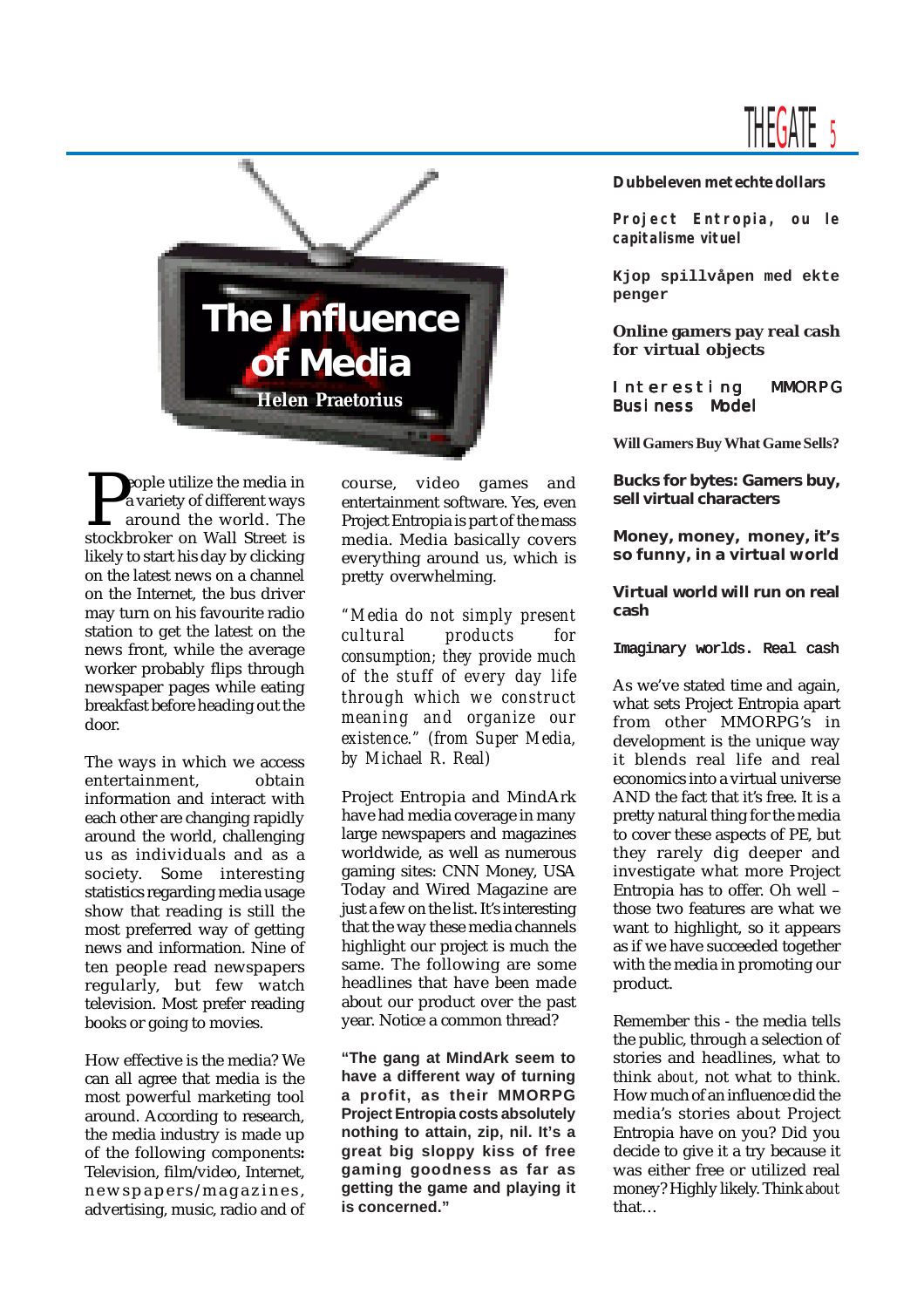# The Influence of Media

**Helen Praetorius**

People utilize the media in a variety of different ways around the world. The stockbroker on Wall Street is likely to start his day by clicking on the latest news on a channel on the Internet, the bus driver may turn on his favourite radio station to get the latest on the news front, while the average worker probably flips through newspaper pages while eating breakfast before heading out the door.

The ways in which we access entertainment, obtain information and interact with each other are changing rapidly around the world, challenging us as individuals and as a society. Some interesting statistics regarding media usage show that reading is still the most preferred way of getting news and information. Nine of ten people read newspapers regularly, but few watch television. Most prefer reading books or going to movies.

How effective is the media? We can all agree that media is the most powerful marketing tool around. According to research, the media industry is made up of the following components**:** Television, film/video, Internet, newspapers/magazines, advertising, music, radio and of course, video games and entertainment software. Yes, even Project Entropia is part of the mass media. Media basically covers everything around us, which is pretty overwhelming.

*"Media do not simply present cultural products for consumption; they provide much of the stuff of every day life through which we construct meaning and organize our existence." (from Super Media, by Michael R. Real)*

Project Entropia and MindArk have had media coverage in many large newspapers and magazines worldwide, as well as numerous gaming sites: CNN Money, USA Today and Wired Magazine are just a few on the list. It's interesting that the way these media channels highlight our project is much the same. The following are some headlines that have been made about our product over the past year. Notice a common thread?

**"The gang at MindArk seem to have a different way of turning a profit, as their MMORPG Project Entropia costs absolutely nothing to attain, zip, nil. It's a great big sloppy kiss of free gaming goodness as far as getting the game and playing it is concerned."**

**Dubbeleven met echte dollars**

**Project Entropia, ou le capitalisme vituel**

**Kjop spillvåpen med ekte penger**

**Online gamers pay real cash for virtual objects**

**Interesting MMORPG Business Model**

**Will Gamers Buy What Game Sells?**

**Bucks for bytes: Gamers buy, sell virtual characters**

**Money, money, money, it's so funny, in a virtual world**

**Virtual world will run on real cash**

**Imaginary worlds. Real cash**

As we've stated time and again, what sets Project Entropia apart from other MMORPG's in development is the unique way it blends real life and real economics into a virtual universe AND the fact that it's free. It is a pretty natural thing for the media to cover these aspects of PE, but they rarely dig deeper and investigate what more Project Entropia has to offer. Oh well – those two features are what we want to highlight, so it appears as if we have succeeded together with the media in promoting our product.

Remember this - the media tells the public, through a selection of stories and headlines, what to think *about*, not what to think. How much of an influence did the media's stories about Project Entropia have on you? Did you decide to give it a try because it was either free or utilized real money? Highly likely. Think *about* that…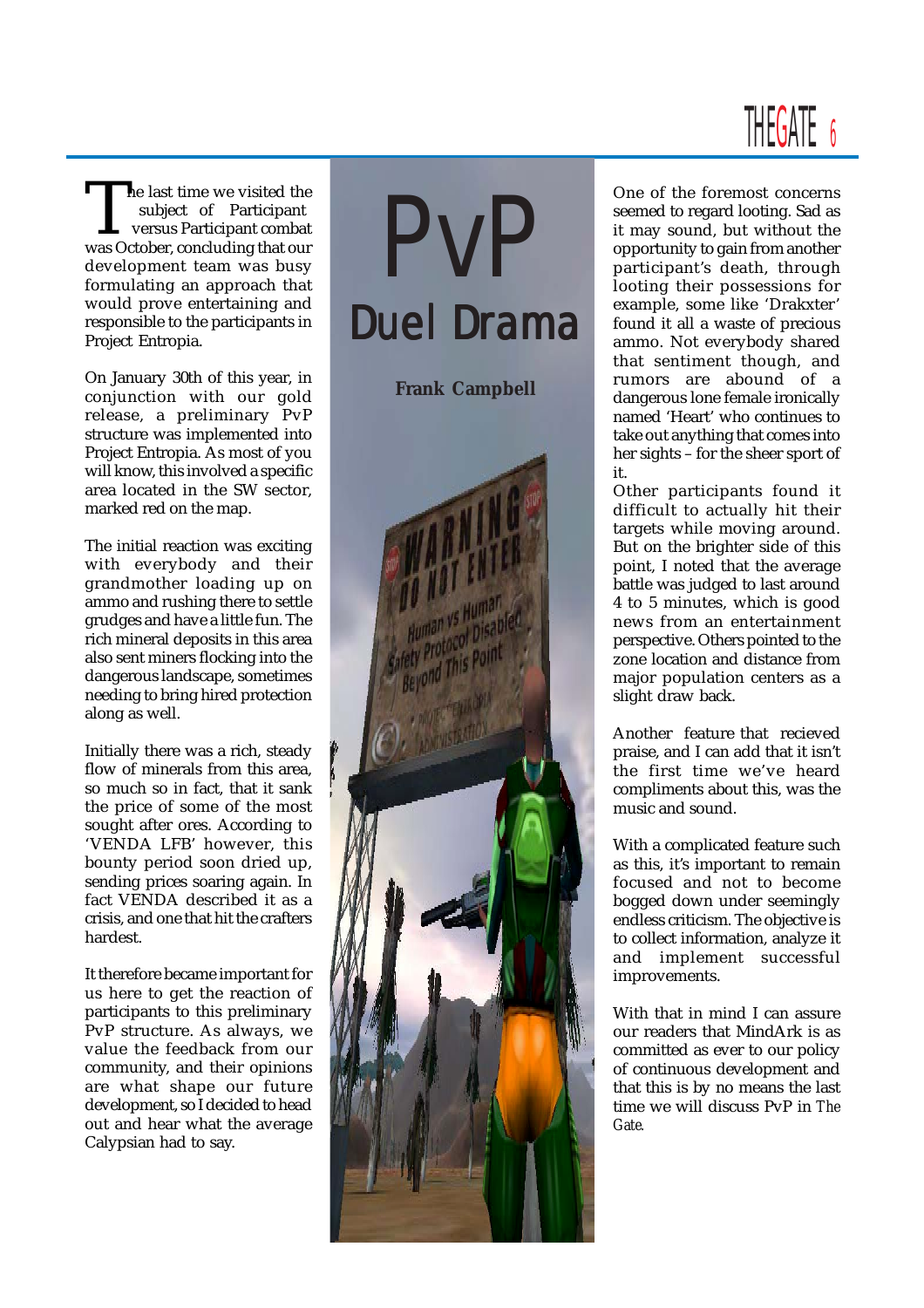# PvP

## Duel Drama

**Frank Campbell**

The last time we visited the subject of Participant versus Participant combat was October, concluding that our development team was busy formulating an approach that would prove entertaining and responsible to the participants in Project Entropia.

On January 30th of this year, in conjunction with our gold release, a preliminary PvP structure was implemented into Project Entropia. As most of you will know, this involved a specific area located in the SW sector, marked red on the map.

The initial reaction was exciting with everybody and their grandmother loading up on ammo and rushing there to settle grudges and have a little fun. The rich mineral deposits in this area also sent miners flocking into the dangerous landscape, sometimes needing to bring hired protection along as well.

Initially there was a rich, steady flow of minerals from this area, so much so in fact, that it sank the price of some of the most sought after ores. According to 'VENDA LFB' however, this bounty period soon dried up, sending prices soaring again. In fact VENDA described it as a crisis, and one that hit the crafters hardest.

It therefore became important for us here to get the reaction of participants to this preliminary PvP structure. As always, we value the feedback from our community, and their opinions are what shape our future development, so I decided to head out and hear what the average Calypsian had to say.

One of the foremost concerns seemed to regard looting. Sad as it may sound, but without the opportunity to gain from another participant's death, through looting their possessions for example, some like 'Drakxter' found it all a waste of precious ammo. Not everybody shared that sentiment though, and rumors are abound of a dangerous lone female ironically named 'Heart' who continues to take out anything that comes into her sights – for the sheer sport of it.

Other participants found it difficult to actually hit their targets while moving around. But on the brighter side of this point, I noted that the average battle was judged to last around 4 to 5 minutes, which is good news from an entertainment perspective. Others pointed to the zone location and distance from major population centers as a slight draw back.

Another feature that recieved praise, and I can add that it isn't the first time we've heard compliments about this, was the music and sound.

With a complicated feature such as this, it's important to remain focused and not to become bogged down under seemingly endless criticism. The objective is to collect information, analyze it and implement successful improvements.

With that in mind I can assure our readers that MindArk is as committed as ever to our policy of continuous development and that this is by no means the last time we will discuss PvP in *The Gate*.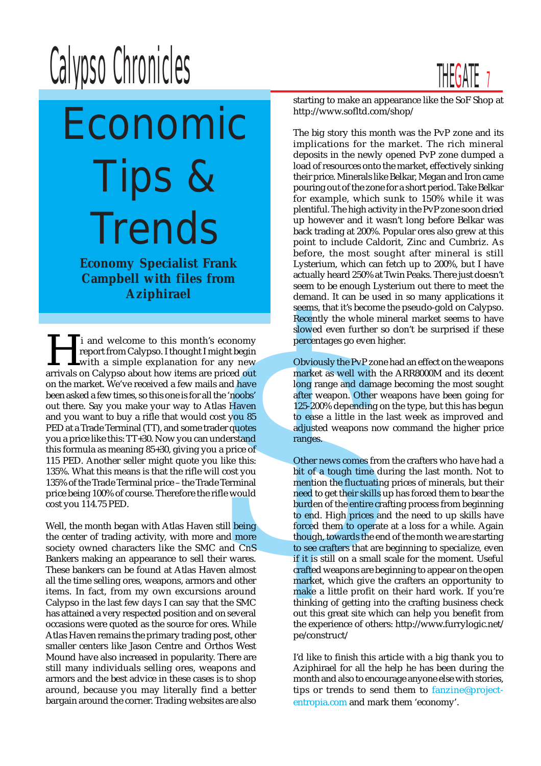# Economic Tips & Trends

**Economy Specialist Frank Campbell with files from Aziphirael**

Hi and welcome to this month's economy report from Calypso. I thought I might begin with a simple explanation for any new arrivals on Calypso about how items are priced out on the market. We've received a few mails and have been asked a few times, so this one is for all the 'noobs' out there. Say you make your way to Atlas Haven and you want to buy a rifle that would cost you 85 PED at a Trade Terminal (TT), and some trader quotes you a price like this: TT+30. Now you can understand this formula as meaning 85+30, giving you a price of 115 PED. Another seller might quote you like this: 135%. What this means is that the rifle will cost you 135% of the Trade Terminal price – the Trade Terminal price being 100% of course. Therefore the rifle would cost you 114.75 PED.

Well, the month began with Atlas Haven still being the center of trading activity, with more and more society owned characters like the SMC and CnS Bankers making an appearance to sell their wares. These bankers can be found at Atlas Haven almost all the time selling ores, weapons, armors and other items. In fact, from my own excursions around Calypso in the last few days I can say that the SMC has attained a very respected position and on several occasions were quoted as the source for ores. While Atlas Haven remains the primary trading post, other smaller centers like Jason Centre and Orthos West Mound have also increased in popularity. There are still many individuals selling ores, weapons and armors and the best advice in these cases is to shop around, because you may literally find a better bargain around the corner. Trading websites are also starting to make an appearance like the SoF Shop at http://www.sofltd.com/shop/

The big story this month was the PvP zone and its implications for the market. The rich mineral deposits in the newly opened PvP zone dumped a load of resources onto the market, effectively sinking their price. Minerals like Belkar, Megan and Iron came pouring out of the zone for a short period. Take Belkar for example, which sunk to 150% while it was plentiful. The high activity in the PvP zone soon dried up however and it wasn't long before Belkar was back trading at 200%. Popular ores also grew at this point to include Caldorit, Zinc and Cumbriz. As before, the most sought after mineral is still Lysterium, which can fetch up to 200%, but I have actually heard 250% at Twin Peaks. There just doesn't seem to be enough Lysterium out there to meet the demand. It can be used in so many applications it seems, that it's become the pseudo-gold on Calypso. Recently the whole mineral market seems to have slowed even further so don't be surprised if these percentages go even higher.

Obviously the PvP zone had an effect on the weapons market as well with the ARR8000M and its decent long range and damage becoming the most sought after weapon. Other weapons have been going for 125-200% depending on the type, but this has begun to ease a little in the last week as improved and adjusted weapons now command the higher price ranges.

Other news comes from the crafters who have had a bit of a tough time during the last month. Not to mention the fluctuating prices of minerals, but their need to get their skills up has forced them to bear the burden of the entire crafting process from beginning to end. High prices and the need to up skills have forced them to operate at a loss for a while. Again though, towards the end of the month we are starting to see crafters that are beginning to specialize, even if it is still on a small scale for the moment. Useful crafted weapons are beginning to appear on the open market, which give the crafters an opportunity to make a little profit on their hard work. If you're thinking of getting into the crafting business check out this great site which can help you benefit from the experience of others: http://www.furrylogic.net/pe/construct/

I'd like to finish this article with a big thank you to Aziphirael for all the help he has been during the month and also to encourage anyone else with stories, tips or trends to send them to fanzine@project-entropia.com and mark them 'economy'.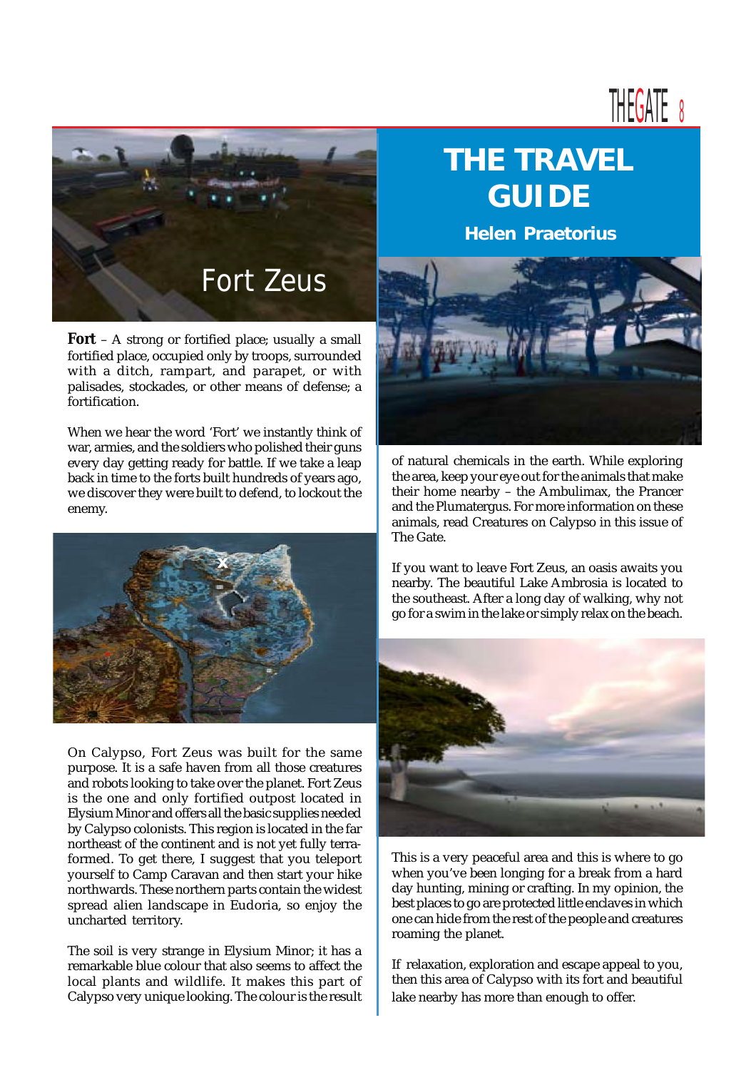# THE TRAVEL GUIDE

**Helen Praetorius**

## Fort Zeus

**Fort** – A strong or fortified place; usually a small fortified place, occupied only by troops, surrounded with a ditch, rampart, and parapet, or with palisades, stockades, or other means of defense; a fortification.

When we hear the word 'Fort' we instantly think of war, armies, and the soldiers who polished their guns every day getting ready for battle. If we take a leap back in time to the forts built hundreds of years ago, we discover they were built to defend, to lockout the enemy.

On Calypso, Fort Zeus was built for the same purpose. It is a safe haven from all those creatures and robots looking to take over the planet. Fort Zeus is the one and only fortified outpost located in Elysium Minor and offers all the basic supplies needed by Calypso colonists. This region is located in the far northeast of the continent and is not yet fully terraformed. To get there, I suggest that you teleport yourself to Camp Caravan and then start your hike northwards. These northern parts contain the widest spread alien landscape in Eudoria, so enjoy the uncharted territory.

The soil is very strange in Elysium Minor; it has a remarkable blue colour that also seems to affect the local plants and wildlife. It makes this part of Calypso very unique looking. The colour is the result of natural chemicals in the earth. While exploring the area, keep your eye out for the animals that make their home nearby – the Ambulimax, the Prancer and the Plumatergus. For more information on these animals, read Creatures on Calypso in this issue of The Gate.

If you want to leave Fort Zeus, an oasis awaits you nearby. The beautiful Lake Ambrosia is located to the southeast. After a long day of walking, why not go for a swim in the lake or simply relax on the beach.

This is a very peaceful area and this is where to go when you've been longing for a break from a hard day hunting, mining or crafting. In my opinion, the best places to go are protected little enclaves in which one can hide from the rest of the people and creatures roaming the planet.

If relaxation, exploration and escape appeal to you, then this area of Calypso with its fort and beautiful lake nearby has more than enough to offer.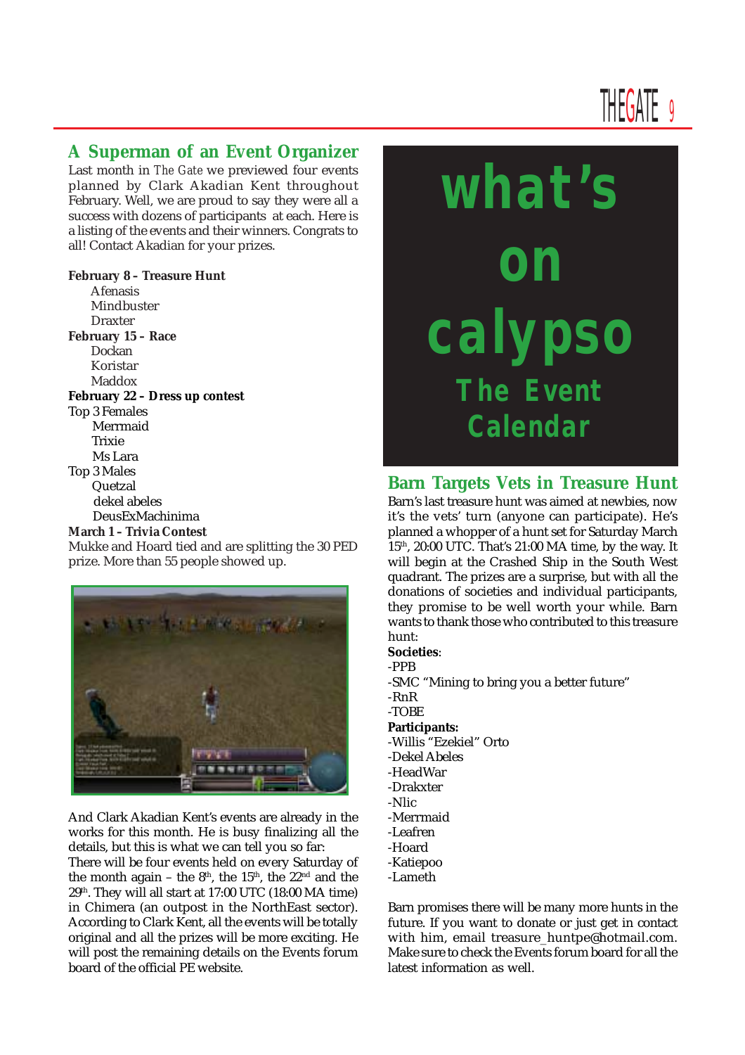## A Superman of an Event Organizer

Last month in *The Gate* we previewed four events planned by Clark Akadian Kent throughout February. Well, we are proud to say they were all a success with dozens of participants at each. Here is a listing of the events and their winners. Congrats to all! Contact Akadian for your prizes.

**February 8 – Treasure Hunt**

- Afenasis
- Mindbuster
- Draxter

**February 15 – Race**

- Dockan
- Koristar
- Maddox

**February 22 – Dress up contest**

Top 3 Females

- Merrmaid
- Trixie
- Ms Lara

Top 3 Males

- Quetzal
- dekel abeles
- DeusExMachinima

**March 1 – Trivia Contest**

Mukke and Hoard tied and are splitting the 30 PED prize. More than 55 people showed up.

And Clark Akadian Kent's events are already in the works for this month. He is busy finalizing all the details, but this is what we can tell you so far:

There will be four events held on every Saturday of the month again – the 8th, the 15th, the 22nd and the 29th. They will all start at 17:00 UTC (18:00 MA time) in Chimera (an outpost in the NorthEast sector). According to Clark Kent, all the events will be totally original and all the prizes will be more exciting. He will post the remaining details on the Events forum board of the official PE website.

# what's on calypso

## The Event Calendar

## Barn Targets Vets in Treasure Hunt

Barn's last treasure hunt was aimed at newbies, now it's the vets' turn (anyone can participate). He's planned a whopper of a hunt set for Saturday March 15th, 20:00 UTC. That's 21:00 MA time, by the way. It will begin at the Crashed Ship in the South West quadrant. The prizes are a surprise, but with all the donations of societies and individual participants, they promise to be well worth your while. Barn wants to thank those who contributed to this treasure hunt:

**Societies**:

-PPB
-SMC "Mining to bring you a better future"
-RnR
-TOBE

**Participants:**

-Willis "Ezekiel" Orto
-Dekel Abeles
-HeadWar
-Drakxter
-Nlic
-Merrmaid
-Leafren
-Hoard
-Katiepoo
-Lameth

Barn promises there will be many more hunts in the future. If you want to donate or just get in contact with him, email treasure_huntpe@hotmail.com. Make sure to check the Events forum board for all the latest information as well.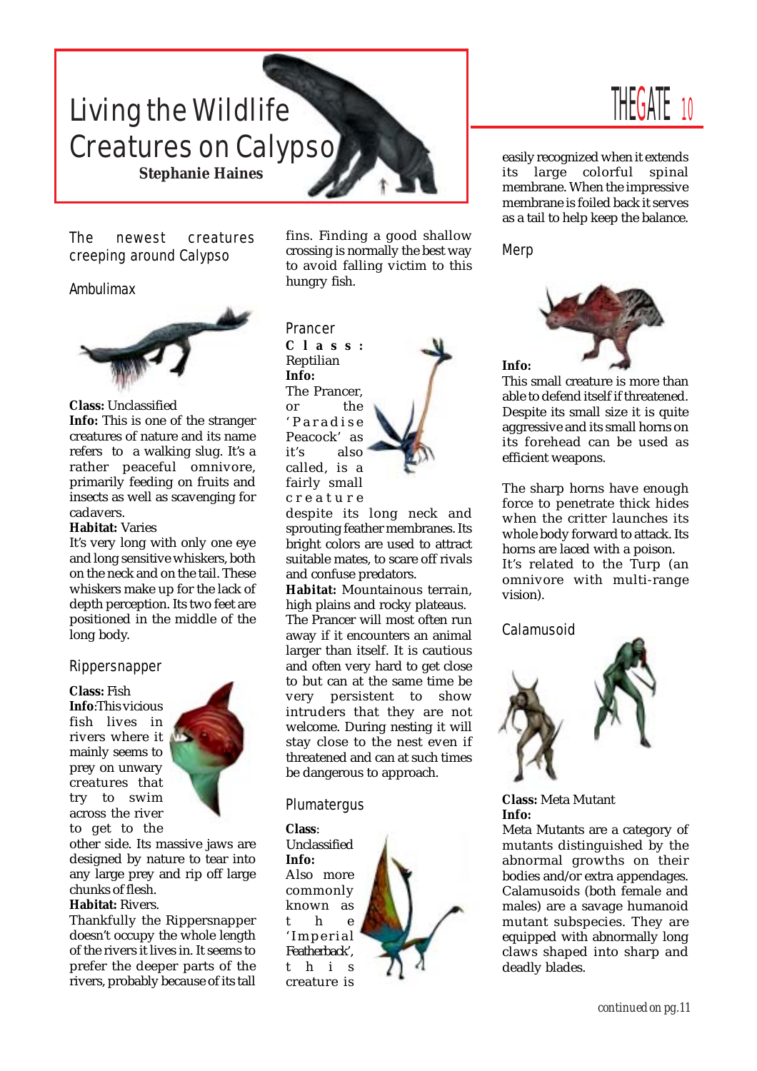# Living the Wildlife Creatures on Calypso

**Stephanie Haines**

## The newest creatures creeping around Calypso

### Ambulimax

**Class:** Unclassified
**Info:** This is one of the stranger creatures of nature and its name refers to a walking slug. It's a rather peaceful omnivore, primarily feeding on fruits and insects as well as scavenging for cadavers.
**Habitat:** Varies
It's very long with only one eye and long sensitive whiskers, both on the neck and on the tail. These whiskers make up for the lack of depth perception. Its two feet are positioned in the middle of the long body.

### Rippersnapper

**Class:** Fish
**Info**:This vicious fish lives in rivers where it mainly seems to prey on unwary creatures that try to swim across the river to get to the other side. Its massive jaws are designed by nature to tear into any large prey and rip off large chunks of flesh.
**Habitat:** Rivers.
Thankfully the Rippersnapper doesn't occupy the whole length of the rivers it lives in. It seems to prefer the deeper parts of the rivers, probably because of its tall fins. Finding a good shallow crossing is normally the best way to avoid falling victim to this hungry fish.

### Prancer

**Class:** Reptilian
**Info:** The Prancer, or the 'Paradise Peacock' as it's also called, is a fairly small creature despite its long neck and sprouting feather membranes. Its bright colors are used to attract suitable mates, to scare off rivals and confuse predators.
**Habitat:** Mountainous terrain, high plains and rocky plateaus.
The Prancer will most often run away if it encounters an animal larger than itself. It is cautious and often very hard to get close to but can at the same time be very persistent to show intruders that they are not welcome. During nesting it will stay close to the nest even if threatened and can at such times be dangerous to approach.

### Plumatergus

**Class**: Unclassified
**Info:** Also more commonly known as the 'Imperial Featherback', this creature is easily recognized when it extends its large colorful spinal membrane. When the impressive membrane is foiled back it serves as a tail to help keep the balance.

### Merp

**Info:**
This small creature is more than able to defend itself if threatened. Despite its small size it is quite aggressive and its small horns on its forehead can be used as efficient weapons.

The sharp horns have enough force to penetrate thick hides when the critter launches its whole body forward to attack. Its horns are laced with a poison.
It's related to the Turp (an omnivore with multi-range vision).

### Calamusoid

**Class:** Meta Mutant
**Info:**
Meta Mutants are a category of mutants distinguished by the abnormal growths on their bodies and/or extra appendages. Calamusoids (both female and males) are a savage humanoid mutant subspecies. They are equipped with abnormally long claws shaped into sharp and deadly blades.

*continued on pg.11*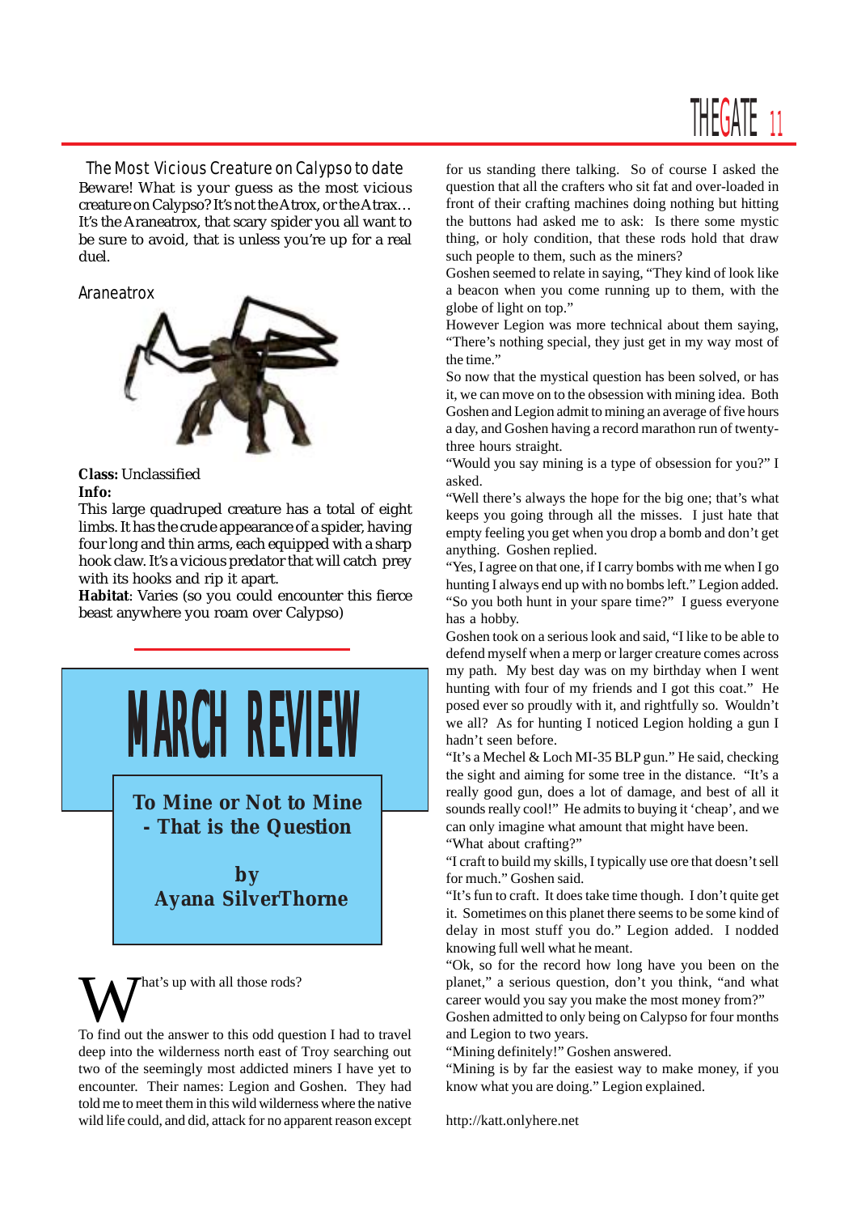## The Most Vicious Creature on Calypso to date

Beware! What is your guess as the most vicious creature on Calypso? It's not the Atrox, or the Atrax… It's the Araneatrox, that scary spider you all want to be sure to avoid, that is unless you're up for a real duel.

### Araneatrox

**Class:** Unclassified

**Info:**

This large quadruped creature has a total of eight limbs. It has the crude appearance of a spider, having four long and thin arms, each equipped with a sharp hook claw. It's a vicious predator that will catch prey with its hooks and rip it apart.

**Habitat**: Varies (so you could encounter this fierce beast anywhere you roam over Calypso)

# MARCH REVIEW

## To Mine or Not to Mine - That is the Question

**by Ayana SilverThorne**

What's up with all those rods?

To find out the answer to this odd question I had to travel deep into the wilderness north east of Troy searching out two of the seemingly most addicted miners I have yet to encounter. Their names: Legion and Goshen. They had told me to meet them in this wild wilderness where the native wild life could, and did, attack for no apparent reason except for us standing there talking. So of course I asked the question that all the crafters who sit fat and over-loaded in front of their crafting machines doing nothing but hitting the buttons had asked me to ask: Is there some mystic thing, or holy condition, that these rods hold that draw such people to them, such as the miners?

Goshen seemed to relate in saying, "They kind of look like a beacon when you come running up to them, with the globe of light on top."

However Legion was more technical about them saying, "There's nothing special, they just get in my way most of the time."

So now that the mystical question has been solved, or has it, we can move on to the obsession with mining idea. Both Goshen and Legion admit to mining an average of five hours a day, and Goshen having a record marathon run of twenty-three hours straight.

"Would you say mining is a type of obsession for you?" I asked.

"Well there's always the hope for the big one; that's what keeps you going through all the misses. I just hate that empty feeling you get when you drop a bomb and don't get anything. Goshen replied.

"Yes, I agree on that one, if I carry bombs with me when I go hunting I always end up with no bombs left." Legion added.

"So you both hunt in your spare time?" I guess everyone has a hobby.

Goshen took on a serious look and said, "I like to be able to defend myself when a merp or larger creature comes across my path. My best day was on my birthday when I went hunting with four of my friends and I got this coat." He posed ever so proudly with it, and rightfully so. Wouldn't we all? As for hunting I noticed Legion holding a gun I hadn't seen before.

"It's a Mechel & Loch MI-35 BLP gun." He said, checking the sight and aiming for some tree in the distance. "It's a really good gun, does a lot of damage, and best of all it sounds really cool!" He admits to buying it 'cheap', and we can only imagine what amount that might have been.

"What about crafting?"

"I craft to build my skills, I typically use ore that doesn't sell for much." Goshen said.

"It's fun to craft. It does take time though. I don't quite get it. Sometimes on this planet there seems to be some kind of delay in most stuff you do." Legion added. I nodded knowing full well what he meant.

"Ok, so for the record how long have you been on the planet," a serious question, don't you think, "and what career would you say you make the most money from?"

Goshen admitted to only being on Calypso for four months and Legion to two years.

"Mining definitely!" Goshen answered.

"Mining is by far the easiest way to make money, if you know what you are doing." Legion explained.

http://katt.onlyhere.net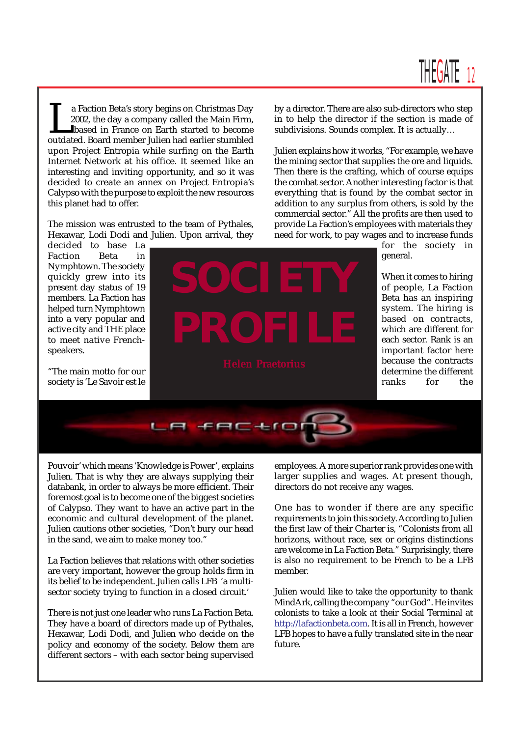# SOCIETY PROFILE

Helen Praetorius

La Faction Beta's story begins on Christmas Day 2002, the day a company called the Main Firm, based in France on Earth started to become outdated. Board member Julien had earlier stumbled upon Project Entropia while surfing on the Earth Internet Network at his office. It seemed like an interesting and inviting opportunity, and so it was decided to create an annex on Project Entropia's Calypso with the purpose to exploit the new resources this planet had to offer.

The mission was entrusted to the team of Pythales, Hexawar, Lodi Dodi and Julien. Upon arrival, they decided to base La Faction Beta in Nymphtown. The society quickly grew into its present day status of 19 members. La Faction has helped turn Nymphtown into a very popular and active city and THE place to meet native French-speakers.

"The main motto for our society is 'Le Savoir est le Pouvoir' which means 'Knowledge is Power', explains Julien. That is why they are always supplying their databank, in order to always be more efficient. Their foremost goal is to become one of the biggest societies of Calypso. They want to have an active part in the economic and cultural development of the planet. Julien cautions other societies, "Don't bury our head in the sand, we aim to make money too."

La Faction believes that relations with other societies are very important, however the group holds firm in its belief to be independent. Julien calls LFB 'a multi-sector society trying to function in a closed circuit.'

There is not just one leader who runs La Faction Beta. They have a board of directors made up of Pythales, Hexawar, Lodi Dodi, and Julien who decide on the policy and economy of the society. Below them are different sectors – with each sector being supervised by a director. There are also sub-directors who step in to help the director if the section is made of subdivisions. Sounds complex. It is actually…

Julien explains how it works, "For example, we have the mining sector that supplies the ore and liquids. Then there is the crafting, which of course equips the combat sector. Another interesting factor is that everything that is found by the combat sector in addition to any surplus from others, is sold by the commercial sector." All the profits are then used to provide La Faction's employees with materials they need for work, to pay wages and to increase funds for the society in general.

When it comes to hiring of people, La Faction Beta has an inspiring system. The hiring is based on contracts, which are different for each sector. Rank is an important factor here because the contracts determine the different ranks for the employees. A more superior rank provides one with larger supplies and wages. At present though, directors do not receive any wages.

One has to wonder if there are any specific requirements to join this society. According to Julien the first law of their Charter is, "Colonists from all horizons, without race, sex or origins distinctions are welcome in La Faction Beta." Surprisingly, there is also no requirement to be French to be a LFB member.

Julien would like to take the opportunity to thank MindArk, calling the company "our God". He invites colonists to take a look at their Social Terminal at http://lafactionbeta.com. It is all in French, however LFB hopes to have a fully translated site in the near future.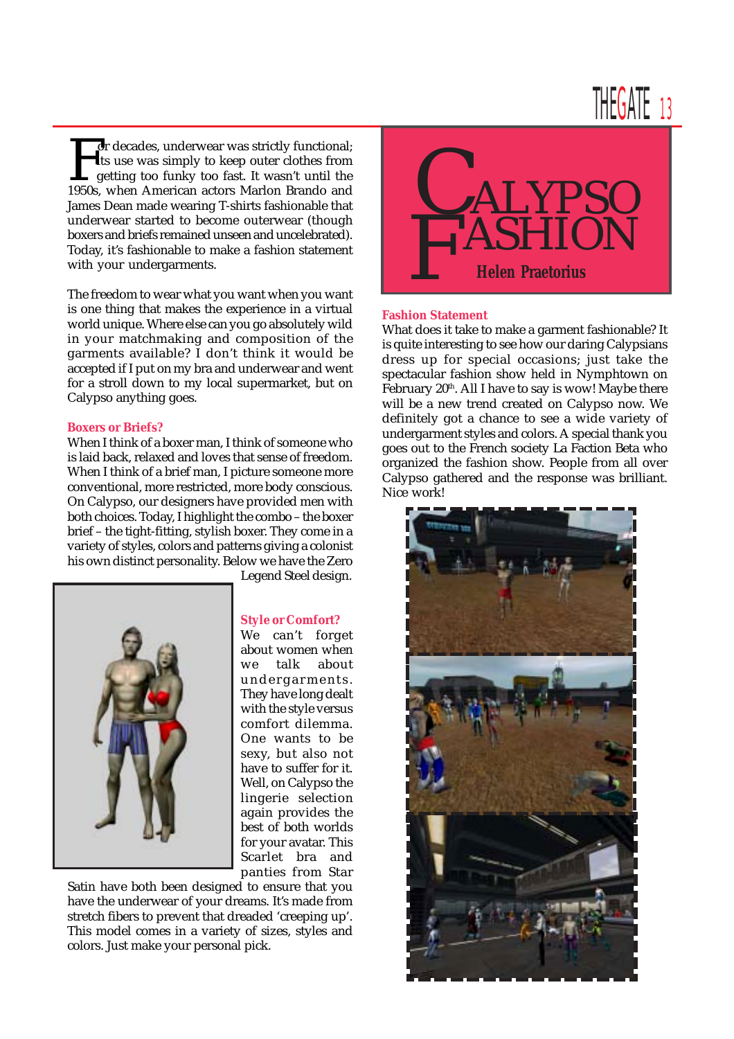# Calypso Fashion

**Helen Praetorius**

For decades, underwear was strictly functional; its use was simply to keep outer clothes from getting too funky too fast. It wasn't until the 1950s, when American actors Marlon Brando and James Dean made wearing T-shirts fashionable that underwear started to become outerwear (though boxers and briefs remained unseen and uncelebrated). Today, it's fashionable to make a fashion statement with your undergarments.

The freedom to wear what you want when you want is one thing that makes the experience in a virtual world unique. Where else can you go absolutely wild in your matchmaking and composition of the garments available? I don't think it would be accepted if I put on my bra and underwear and went for a stroll down to my local supermarket, but on Calypso anything goes.

### Boxers or Briefs?

When I think of a boxer man, I think of someone who is laid back, relaxed and loves that sense of freedom. When I think of a brief man, I picture someone more conventional, more restricted, more body conscious. On Calypso, our designers have provided men with both choices. Today, I highlight the combo – the boxer brief – the tight-fitting, stylish boxer. They come in a variety of styles, colors and patterns giving a colonist his own distinct personality. Below we have the Zero Legend Steel design.

### Style or Comfort?

We can't forget about women when we talk about undergarments. They have long dealt with the style versus comfort dilemma. One wants to be sexy, but also not have to suffer for it. Well, on Calypso the lingerie selection again provides the best of both worlds for your avatar. This Scarlet bra and panties from Star Satin have both been designed to ensure that you have the underwear of your dreams. It's made from stretch fibers to prevent that dreaded 'creeping up'. This model comes in a variety of sizes, styles and colors. Just make your personal pick.

### Fashion Statement

What does it take to make a garment fashionable? It is quite interesting to see how our daring Calypsians dress up for special occasions; just take the spectacular fashion show held in Nymphtown on February 20th. All I have to say is wow! Maybe there will be a new trend created on Calypso now. We definitely got a chance to see a wide variety of undergarment styles and colors. A special thank you goes out to the French society La Faction Beta who organized the fashion show. People from all over Calypso gathered and the response was brilliant. Nice work!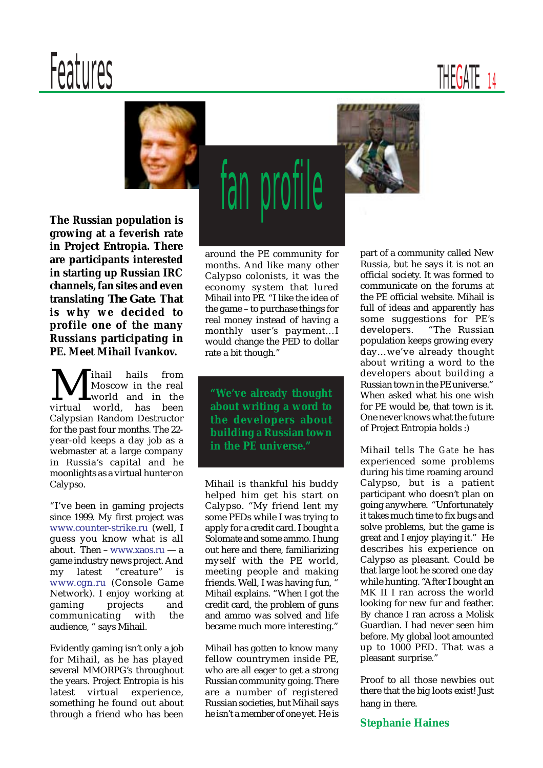# fan profile

**The Russian population is growing at a feverish rate in Project Entropia. There are participants interested in starting up Russian IRC channels, fan sites and even translating *The Gate*. That is why we decided to profile one of the many Russians participating in PE. Meet Mihail Ivankov.**

Mihail hails from Moscow in the real world and in the virtual world, has been Calypsian Random Destructor for the past four months. The 22-year-old keeps a day job as a webmaster at a large company in Russia's capital and he moonlights as a virtual hunter on Calypso.

"I've been in gaming projects since 1999. My first project was www.counter-strike.ru (well, I guess you know what is all about. Then – www.xaos.ru — a game industry news project. And my latest "creature" is www.cgn.ru (Console Game Network). I enjoy working at gaming projects and communicating with the audience, " says Mihail.

Evidently gaming isn't only a job for Mihail, as he has played several MMORPG's throughout the years. Project Entropia is his latest virtual experience, something he found out about through a friend who has been around the PE community for months. And like many other Calypso colonists, it was the economy system that lured Mihail into PE. "I like the idea of the game – to purchase things for real money instead of having a monthly user's payment…I would change the PED to dollar rate a bit though."

> **"We've already thought about writing a word to the developers about building a Russian town in the PE universe."**

Mihail is thankful his buddy helped him get his start on Calypso. "My friend lent my some PEDs while I was trying to apply for a credit card. I bought a Solomate and some ammo. I hung out here and there, familiarizing myself with the PE world, meeting people and making friends. Well, I was having fun, " Mihail explains. "When I got the credit card, the problem of guns and ammo was solved and life became much more interesting."

Mihail has gotten to know many fellow countrymen inside PE, who are all eager to get a strong Russian community going. There are a number of registered Russian societies, but Mihail says he isn't a member of one yet. He is part of a community called New Russia, but he says it is not an official society. It was formed to communicate on the forums at the PE official website. Mihail is full of ideas and apparently has some suggestions for PE's developers. "The Russian population keeps growing every day…we've already thought about writing a word to the developers about building a Russian town in the PE universe." When asked what his one wish for PE would be, that town is it. One never knows what the future of Project Entropia holds :)

Mihail tells *The Gate* he has experienced some problems during his time roaming around Calypso, but is a patient participant who doesn't plan on going anywhere. "Unfortunately it takes much time to fix bugs and solve problems, but the game is great and I enjoy playing it." He describes his experience on Calypso as pleasant. Could be that large loot he scored one day while hunting. "After I bought an MK II I ran across the world looking for new fur and feather. By chance I ran across a Molisk Guardian. I had never seen him before. My global loot amounted up to 1000 PED. That was a pleasant surprise."

Proof to all those newbies out there that the big loots exist! Just hang in there.

**Stephanie Haines**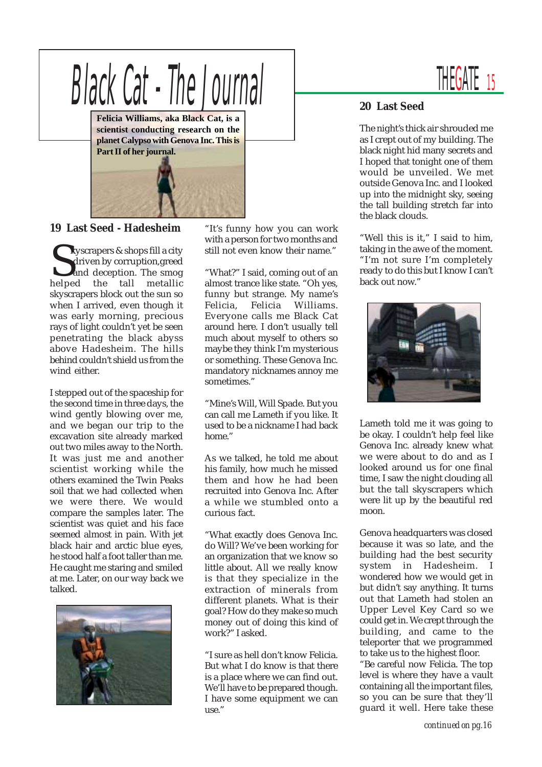# Black Cat - The Journal

**Felicia Williams, aka Black Cat, is a scientist conducting research on the planet Calypso with Genova Inc. This is Part II of her journal.**

## 19 Last Seed - Hadesheim

Skyscrapers & shops fill a city driven by corruption, greed and deception. The smog helped the tall metallic skyscrapers block out the sun so when I arrived, even though it was early morning, precious rays of light couldn't yet be seen penetrating the black abyss above Hadesheim. The hills behind couldn't shield us from the wind either.

I stepped out of the spaceship for the second time in three days, the wind gently blowing over me, and we began our trip to the excavation site already marked out two miles away to the North. It was just me and another scientist working while the others examined the Twin Peaks soil that we had collected when we were there. We would compare the samples later. The scientist was quiet and his face seemed almost in pain. With jet black hair and arctic blue eyes, he stood half a foot taller than me. He caught me staring and smiled at me. Later, on our way back we talked.

"It's funny how you can work with a person for two months and still not even know their name."

"What?" I said, coming out of an almost trance like state. "Oh yes, funny but strange. My name's Felicia, Felicia Williams. Everyone calls me Black Cat around here. I don't usually tell much about myself to others so maybe they think I'm mysterious or something. These Genova Inc. mandatory nicknames annoy me sometimes."

"Mine's Will, Will Spade. But you can call me Lameth if you like. It used to be a nickname I had back home."

As we talked, he told me about his family, how much he missed them and how he had been recruited into Genova Inc. After a while we stumbled onto a curious fact.

"What exactly does Genova Inc. do Will? We've been working for an organization that we know so little about. All we really know is that they specialize in the extraction of minerals from different planets. What is their goal? How do they make so much money out of doing this kind of work?" I asked.

"I sure as hell don't know Felicia. But what I do know is that there is a place where we can find out. We'll have to be prepared though. I have some equipment we can use."

## 20 Last Seed

The night's thick air shrouded me as I crept out of my building. The black night hid many secrets and I hoped that tonight one of them would be unveiled. We met outside Genova Inc. and I looked up into the midnight sky, seeing the tall building stretch far into the black clouds.

"Well this is it," I said to him, taking in the awe of the moment. "I'm not sure I'm completely ready to do this but I know I can't back out now."

Lameth told me it was going to be okay. I couldn't help feel like Genova Inc. already knew what we were about to do and as I looked around us for one final time, I saw the night clouding all but the tall skyscrapers which were lit up by the beautiful red moon.

Genova headquarters was closed because it was so late, and the building had the best security system in Hadesheim. I wondered how we would get in but didn't say anything. It turns out that Lameth had stolen an Upper Level Key Card so we could get in. We crept through the building, and came to the teleporter that we programmed to take us to the highest floor.

"Be careful now Felicia. The top level is where they have a vault containing all the important files, so you can be sure that they'll guard it well. Here take these

*continued on pg.16*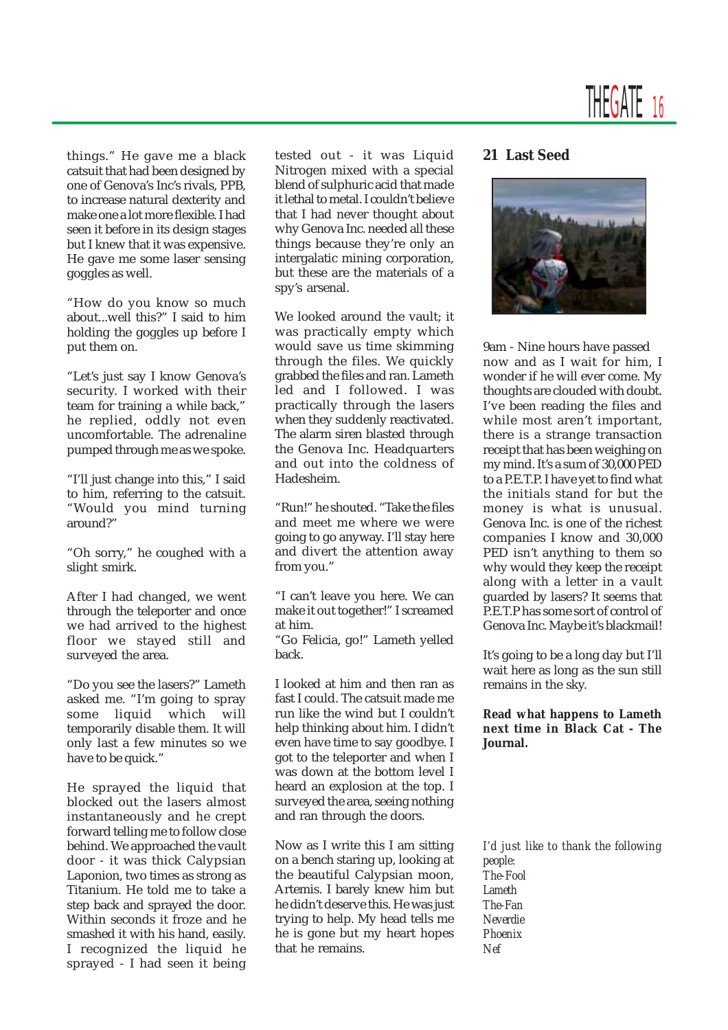things." He gave me a black catsuit that had been designed by one of Genova's Inc's rivals, PPB, to increase natural dexterity and make one a lot more flexible. I had seen it before in its design stages but I knew that it was expensive. He gave me some laser sensing goggles as well.

"How do you know so much about...well this?" I said to him holding the goggles up before I put them on.

"Let's just say I know Genova's security. I worked with their team for training a while back," he replied, oddly not even uncomfortable. The adrenaline pumped through me as we spoke.

"I'll just change into this," I said to him, referring to the catsuit. "Would you mind turning around?"

"Oh sorry," he coughed with a slight smirk.

After I had changed, we went through the teleporter and once we had arrived to the highest floor we stayed still and surveyed the area.

"Do you see the lasers?" Lameth asked me. "I'm going to spray some liquid which will temporarily disable them. It will only last a few minutes so we have to be quick."

He sprayed the liquid that blocked out the lasers almost instantaneously and he crept forward telling me to follow close behind. We approached the vault door - it was thick Calypsian Laponion, two times as strong as Titanium. He told me to take a step back and sprayed the door. Within seconds it froze and he smashed it with his hand, easily. I recognized the liquid he sprayed - I had seen it being tested out - it was Liquid Nitrogen mixed with a special blend of sulphuric acid that made it lethal to metal. I couldn't believe that I had never thought about why Genova Inc. needed all these things because they're only an intergalatic mining corporation, but these are the materials of a spy's arsenal.

We looked around the vault; it was practically empty which would save us time skimming through the files. We quickly grabbed the files and ran. Lameth led and I followed. I was practically through the lasers when they suddenly reactivated. The alarm siren blasted through the Genova Inc. Headquarters and out into the coldness of Hadesheim.

"Run!" he shouted. "Take the files and meet me where we were going to go anyway. I'll stay here and divert the attention away from you."

"I can't leave you here. We can make it out together!" I screamed at him.
"Go Felicia, go!" Lameth yelled back.

I looked at him and then ran as fast I could. The catsuit made me run like the wind but I couldn't help thinking about him. I didn't even have time to say goodbye. I got to the teleporter and when I was down at the bottom level I heard an explosion at the top. I surveyed the area, seeing nothing and ran through the doors.

Now as I write this I am sitting on a bench staring up, looking at the beautiful Calypsian moon, Artemis. I barely knew him but he didn't deserve this. He was just trying to help. My head tells me he is gone but my heart hopes that he remains.

## 21 Last Seed

9am - Nine hours have passed now and as I wait for him, I wonder if he will ever come. My thoughts are clouded with doubt. I've been reading the files and while most aren't important, there is a strange transaction receipt that has been weighing on my mind. It's a sum of 30,000 PED to a P.E.T.P. I have yet to find what the initials stand for but the money is what is unusual. Genova Inc. is one of the richest companies I know and 30,000 PED isn't anything to them so why would they keep the receipt along with a letter in a vault guarded by lasers? It seems that P.E.T.P has some sort of control of Genova Inc. Maybe it's blackmail!

It's going to be a long day but I'll wait here as long as the sun still remains in the sky.

**Read what happens to Lameth next time in Black Cat - The Journal.**

*I'd just like to thank the following people:*
*The-Fool*
*Lameth*
*The-Fan*
*Neverdie*
*Phoenix*
*Nef*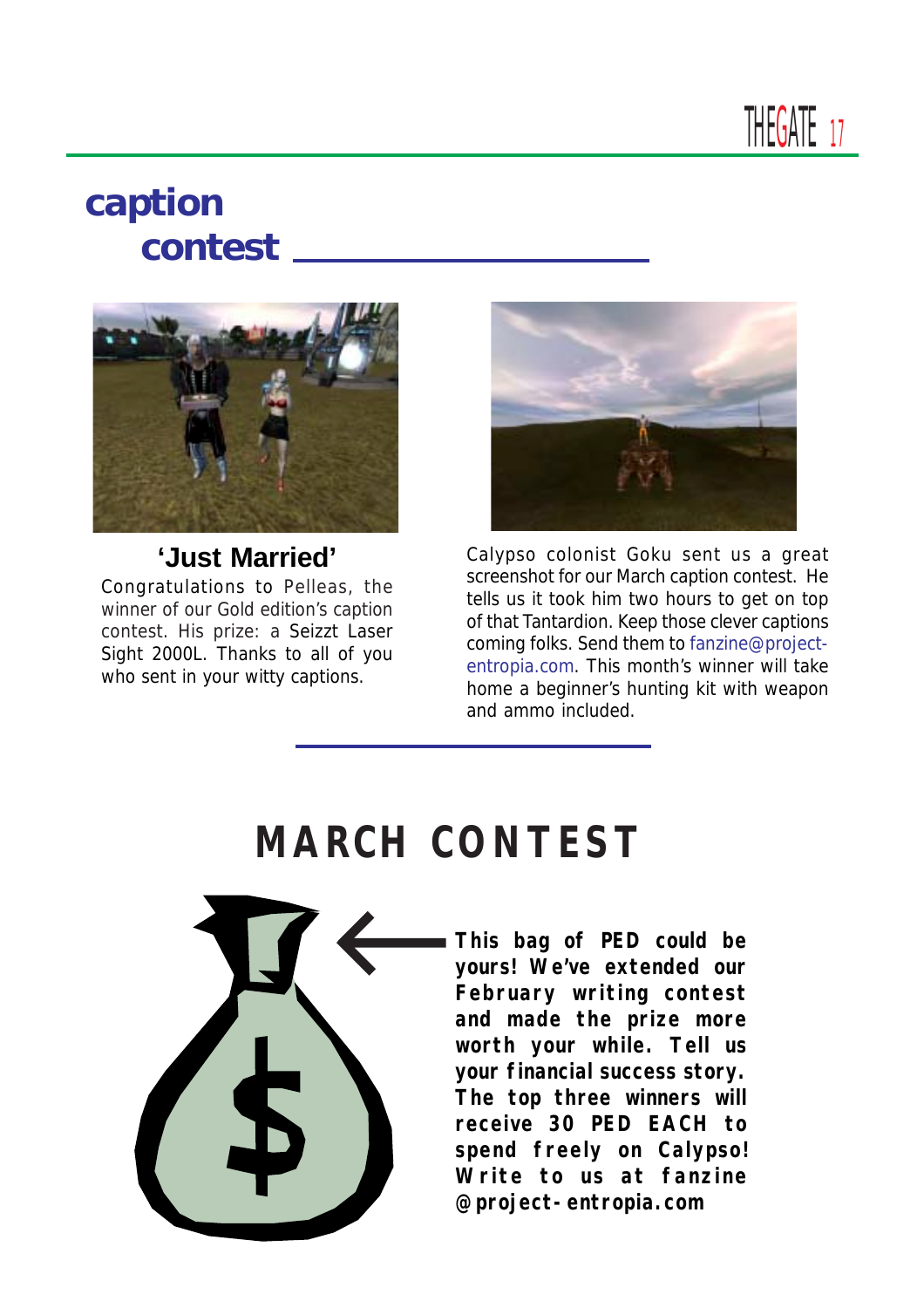## caption contest

**'Just Married'**

Congratulations to Pelleas, the winner of our Gold edition's caption contest. His prize: a Seizzt Laser Sight 2000L. Thanks to all of you who sent in your witty captions.

Calypso colonist Goku sent us a great screenshot for our March caption contest. He tells us it took him two hours to get on top of that Tantardion. Keep those clever captions coming folks. Send them to fanzine@project-entropia.com. This month's winner will take home a beginner's hunting kit with weapon and ammo included.

## MARCH CONTEST

**This bag of PED could be yours! We've extended our February writing contest and made the prize more worth your while. Tell us your financial success story. The top three winners will receive 30 PED EACH to spend freely on Calypso! Write to us at fanzine@project-entropia.com**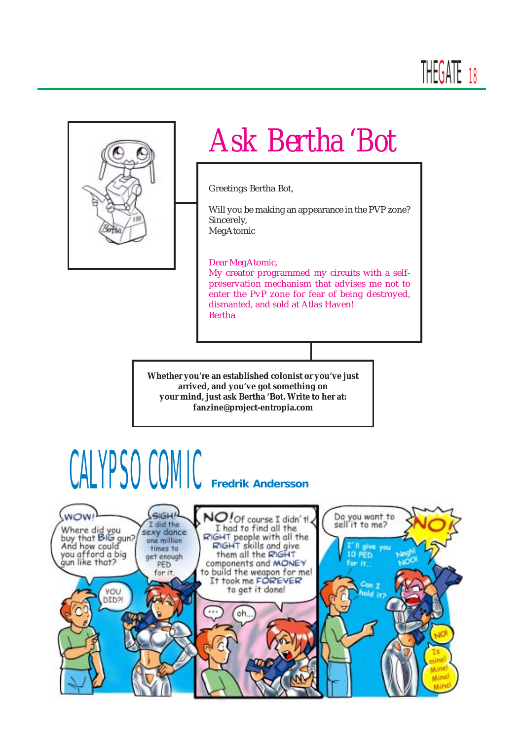# Ask Bertha 'Bot

Greetings Bertha Bot,

Will you be making an appearance in the PVP zone?

Sincerely,
MegAtomic

Dear MegAtomic,

My creator programmed my circuits with a self-preservation mechanism that advises me not to enter the PvP zone for fear of being destroyed, dismantled, and sold at Atlas Haven!

Bertha

**Whether you're an established colonist or you've just arrived, and you've got something on your mind, just ask Bertha 'Bot. Write to her at: fanzine@project-entropia.com**

# CALYPSO COMIC

**Fredrik Andersson**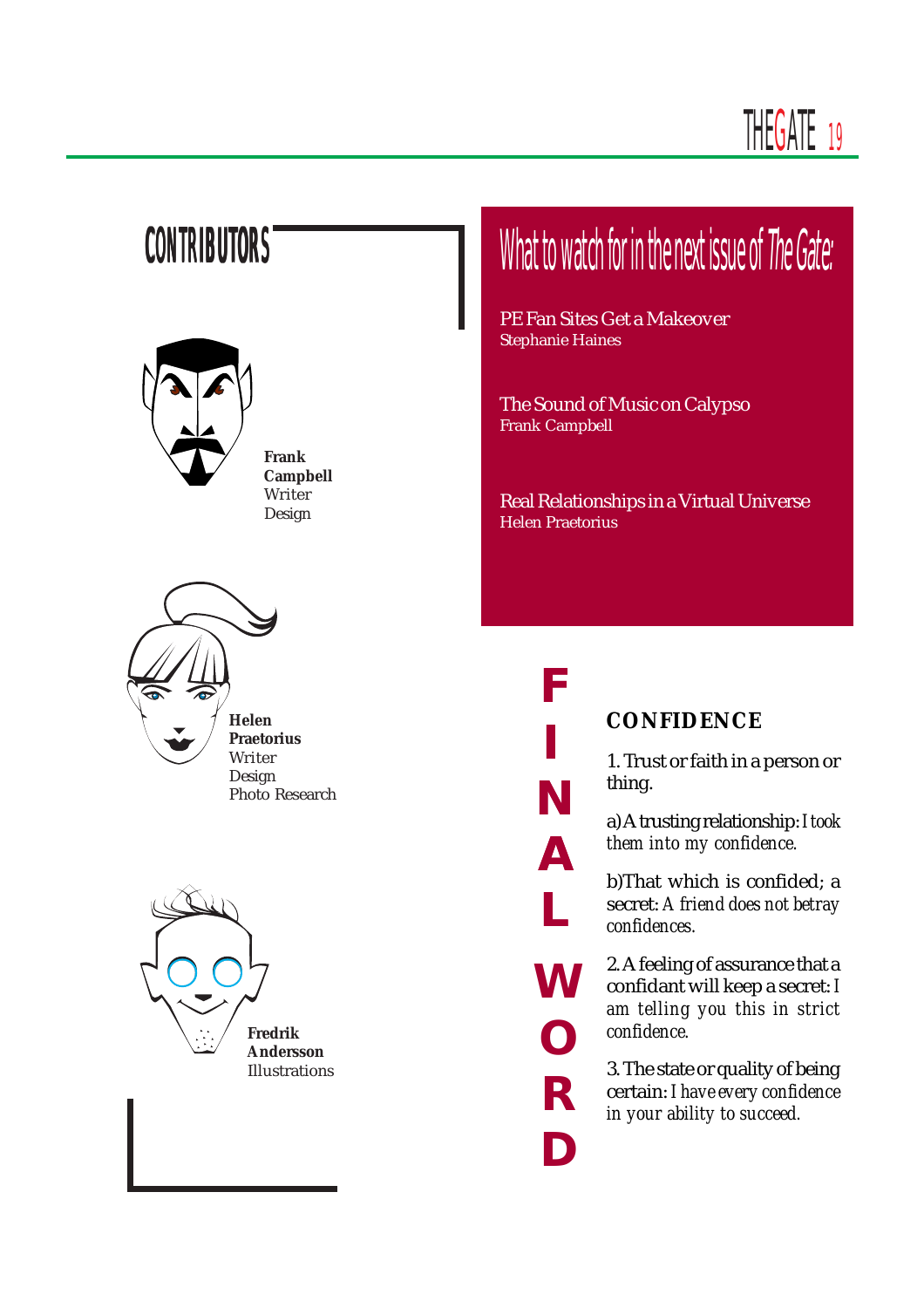## CONTRIBUTORS

**Frank Campbell**
Writer
Design

**Helen Praetorius**
Writer
Design
Photo Research

**Fredrik Andersson**
Illustrations

## What to watch for in the next issue of *The Gate:*

PE Fan Sites Get a Makeover
Stephanie Haines

The Sound of Music on Calypso
Frank Campbell

Real Relationships in a Virtual Universe
Helen Praetorius

## FINAL WORD

### CONFIDENCE

1. Trust or faith in a person or thing.

a) A trusting relationship: *I took them into my confidence.*

b) That which is confided; a secret: *A friend does not betray confidences.*

2. A feeling of assurance that a confidant will keep a secret: *I am telling you this in strict confidence.*

3. The state or quality of being certain: *I have every confidence in your ability to succeed.*